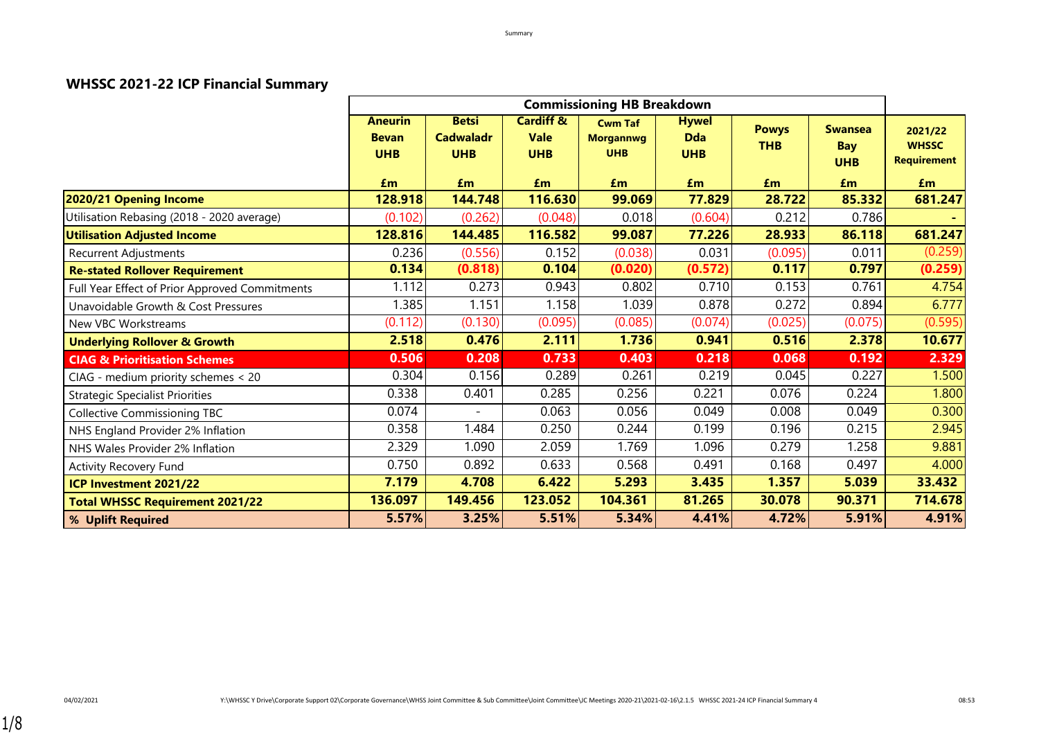## WHSSC 2021-22 ICP Financial Summary

| | Commissioning HB Breakdown | | | | | | | |
|---|---|---|---|---|---|---|---|---|
| | Aneurin Bevan UHB | Betsi Cadwaladr UHB | Cardiff & Vale UHB | Cwm Taf Morgannwg UHB | Hywel Dda UHB | Powys THB | Swansea Bay UHB | 2021/22 WHSSC Requirement |
| | £m | £m | £m | £m | £m | £m | £m | £m |
| **2020/21 Opening Income** | **128.918** | **144.748** | **116.630** | **99.069** | **77.829** | **28.722** | **85.332** | **681.247** |
| Utilisation Rebasing (2018 - 2020 average) | (0.102) | (0.262) | (0.048) | 0.018 | (0.604) | 0.212 | 0.786 | - |
| **Utilisation Adjusted Income** | **128.816** | **144.485** | **116.582** | **99.087** | **77.226** | **28.933** | **86.118** | **681.247** |
| Recurrent Adjustments | 0.236 | (0.556) | 0.152 | (0.038) | 0.031 | (0.095) | 0.011 | (0.259) |
| **Re-stated Rollover Requirement** | **0.134** | **(0.818)** | **0.104** | **(0.020)** | **(0.572)** | **0.117** | **0.797** | **(0.259)** |
| Full Year Effect of Prior Approved Commitments | 1.112 | 0.273 | 0.943 | 0.802 | 0.710 | 0.153 | 0.761 | 4.754 |
| Unavoidable Growth & Cost Pressures | 1.385 | 1.151 | 1.158 | 1.039 | 0.878 | 0.272 | 0.894 | 6.777 |
| New VBC Workstreams | (0.112) | (0.130) | (0.095) | (0.085) | (0.074) | (0.025) | (0.075) | (0.595) |
| **Underlying Rollover & Growth** | **2.518** | **0.476** | **2.111** | **1.736** | **0.941** | **0.516** | **2.378** | **10.677** |
| **CIAG & Prioritisation Schemes** | **0.506** | **0.208** | **0.733** | **0.403** | **0.218** | **0.068** | **0.192** | **2.329** |
| CIAG - medium priority schemes < 20 | 0.304 | 0.156 | 0.289 | 0.261 | 0.219 | 0.045 | 0.227 | 1.500 |
| Strategic Specialist Priorities | 0.338 | 0.401 | 0.285 | 0.256 | 0.221 | 0.076 | 0.224 | 1.800 |
| Collective Commissioning TBC | 0.074 | - | 0.063 | 0.056 | 0.049 | 0.008 | 0.049 | 0.300 |
| NHS England Provider 2% Inflation | 0.358 | 1.484 | 0.250 | 0.244 | 0.199 | 0.196 | 0.215 | 2.945 |
| NHS Wales Provider 2% Inflation | 2.329 | 1.090 | 2.059 | 1.769 | 1.096 | 0.279 | 1.258 | 9.881 |
| Activity Recovery Fund | 0.750 | 0.892 | 0.633 | 0.568 | 0.491 | 0.168 | 0.497 | 4.000 |
| **ICP Investment 2021/22** | **7.179** | **4.708** | **6.422** | **5.293** | **3.435** | **1.357** | **5.039** | **33.432** |
| **Total WHSSC Requirement 2021/22** | **136.097** | **149.456** | **123.052** | **104.361** | **81.265** | **30.078** | **90.371** | **714.678** |
| **% Uplift Required** | **5.57%** | **3.25%** | **5.51%** | **5.34%** | **4.41%** | **4.72%** | **5.91%** | **4.91%** |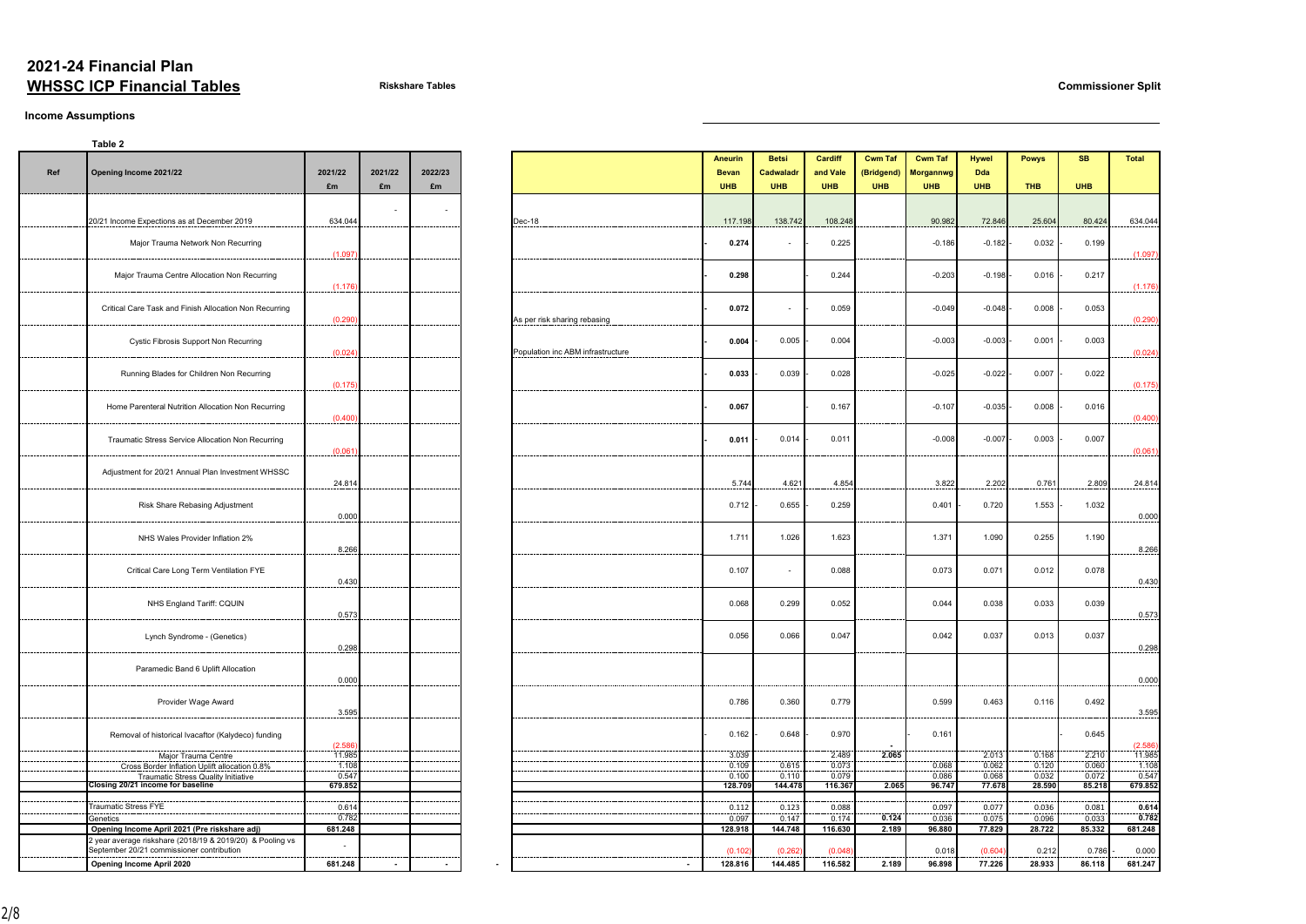# 2021-24 Financial Plan

## WHSSC ICP Financial Tables

**Riskshare Tables**

**Commissioner Split**

### Income Assumptions

**Table 2**

| Ref | Opening Income 2021/22 | 2021/22 £m | 2021/22 £m | 2022/23 £m | | Aneurin Bevan UHB | Betsi Cadwaladr UHB | Cardiff and Vale UHB | Cwm Taf (Bridgend) UHB | Cwm Taf Morgannwg UHB | Hywel Dda UHB | Powys THB | SB UHB | Total |
|---|---|---|---|---|---|---|---|---|---|---|---|---|---|---|
| | 20/21 Income Expections as at December 2019 | 634.044 | - | - | Dec-18 | 117.198 | 138.742 | 108.248 | | 90.982 | 72.846 | 25.604 | 80.424 | 634.044 |
| | Major Trauma Network Non Recurring | (1.097) | | | | - 0.274 | - | - 0.225 | | -0.186 | -0.182 | - 0.032 | - 0.199 | (1.097) |
| | Major Trauma Centre Allocation Non Recurring | (1.176) | | | | - 0.298 | | - 0.244 | | -0.203 | -0.198 | - 0.016 | - 0.217 | (1.176) |
| | Critical Care Task and Finish Allocation Non Recurring | (0.290) | | | As per risk sharing rebasing | - 0.072 | - | - 0.059 | | -0.049 | -0.048 | - 0.008 | - 0.053 | (0.290) |
| | Cystic Fibrosis Support Non Recurring | (0.024) | | | Population inc ABM infrastructure | - 0.004 | - 0.005 | - 0.004 | | -0.003 | -0.003 | - 0.001 | - 0.003 | (0.024) |
| | Running Blades for Children Non Recurring | (0.175) | | | | - 0.033 | - 0.039 | - 0.028 | | -0.025 | -0.022 | - 0.007 | - 0.022 | (0.175) |
| | Home Parenteral Nutrition Allocation Non Recurring | (0.400) | | | | - 0.067 | | - 0.167 | | -0.107 | -0.035 | - 0.008 | - 0.016 | (0.400) |
| | Traumatic Stress Service Allocation Non Recurring | (0.061) | | | | - 0.011 | - 0.014 | - 0.011 | | -0.008 | -0.007 | - 0.003 | - 0.007 | (0.061) |
| | Adjustment for 20/21 Annual Plan Investment WHSSC | 24.814 | | | | 5.744 | 4.621 | 4.854 | | 3.822 | 2.202 | 0.761 | 2.809 | 24.814 |
| | Risk Share Rebasing Adjustment | 0.000 | | | | 0.712 | - 0.655 | - 0.259 | | 0.401 | - 0.720 | 1.553 | - 1.032 | 0.000 |
| | NHS Wales Provider Inflation 2% | 8.266 | | | | 1.711 | 1.026 | 1.623 | | 1.371 | 1.090 | 0.255 | 1.190 | 8.266 |
| | Critical Care Long Term Ventilation FYE | 0.430 | | | | 0.107 | - | 0.088 | | 0.073 | 0.071 | 0.012 | 0.078 | 0.430 |
| | NHS England Tariff: CQUIN | 0.573 | | | | 0.068 | 0.299 | 0.052 | | 0.044 | 0.038 | 0.033 | 0.039 | 0.573 |
| | Lynch Syndrome - (Genetics) | 0.298 | | | | 0.056 | 0.066 | 0.047 | | 0.042 | 0.037 | 0.013 | 0.037 | 0.298 |
| | Paramedic Band 6 Uplift Allocation | 0.000 | | | | | | | | | | | | 0.000 |
| | Provider Wage Award | 3.595 | | | | 0.786 | 0.360 | 0.779 | | 0.599 | 0.463 | 0.116 | 0.492 | 3.595 |
| | Removal of historical Ivacaftor (Kalydeco) funding | (2.586) | | | | - 0.162 | - 0.648 | - 0.970 | - | - 0.161 | | | - 0.645 | (2.586) |
| | Major Trauma Centre | 11.985 | | | | 3.039 | | 2.489 | 2.065 | | 2.013 | 0.168 | 2.210 | 11.985 |
| | Cross Border Inflation Uplift allocation 0.8% | 1.108 | | | | 0.109 | 0.615 | 0.073 | | 0.068 | 0.062 | 0.120 | 0.060 | 1.108 |
| | Traumatic Stress Quality Initiative | 0.547 | | | | 0.100 | 0.110 | 0.079 | | 0.086 | 0.068 | 0.032 | 0.072 | 0.547 |
| | **Closing 20/21 income for baseline** | **679.852** | | | | **128.709** | **144.478** | **116.367** | **2.065** | **96.747** | **77.678** | **28.590** | **85.218** | **679.852** |
| | Traumatic Stress FYE | 0.614 | | | | 0.112 | 0.123 | 0.088 | | 0.097 | 0.077 | 0.036 | 0.081 | **0.614** |
| | Genetics | 0.782 | | | | 0.097 | 0.147 | 0.174 | **0.124** | 0.036 | 0.075 | 0.096 | 0.033 | **0.782** |
| | **Opening Income April 2021 (Pre riskshare adj)** | **681.248** | | | | **128.918** | **144.748** | **116.630** | **2.189** | **96.880** | **77.829** | **28.722** | **85.332** | **681.248** |
| | 2 year average riskshare (2018/19 & 2019/20) & Pooling vs September 20/21 commissioner contribution | - | | | | (0.102) | (0.262) | (0.048) | | 0.018 | (0.604) | 0.212 | 0.786 | - 0.000 |
| | **Opening Income April 2020** | **681.248** | **-** | **-** | **-** | **128.816** | **144.485** | **116.582** | **2.189** | **96.898** | **77.226** | **28.933** | **86.118** | **681.247** |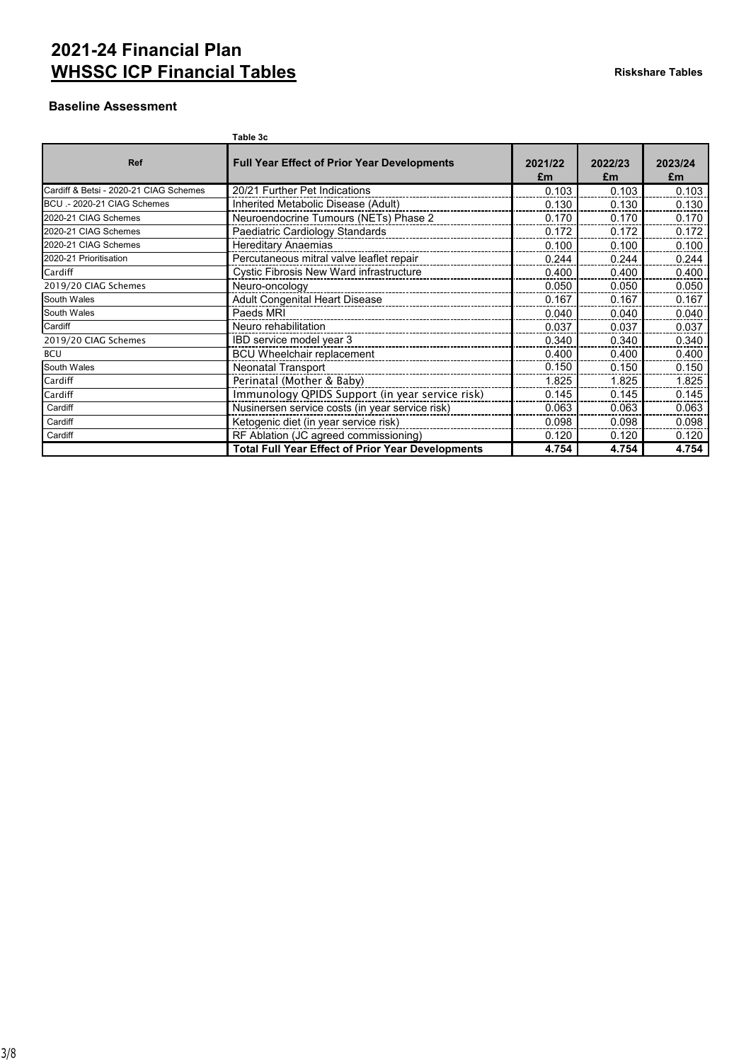# 2021-24 Financial Plan

## WHSSC ICP Financial Tables

**Riskshare Tables**

### Baseline Assessment

Table 3c

| Ref | Full Year Effect of Prior Year Developments | 2021/22 £m | 2022/23 £m | 2023/24 £m |
|---|---|---|---|---|
| Cardiff & Betsi - 2020-21 CIAG Schemes | 20/21 Further Pet Indications | 0.103 | 0.103 | 0.103 |
| BCU .- 2020-21 CIAG Schemes | Inherited Metabolic Disease (Adult) | 0.130 | 0.130 | 0.130 |
| 2020-21 CIAG Schemes | Neuroendocrine Tumours (NETs) Phase 2 | 0.170 | 0.170 | 0.170 |
| 2020-21 CIAG Schemes | Paediatric Cardiology Standards | 0.172 | 0.172 | 0.172 |
| 2020-21 CIAG Schemes | Hereditary Anaemias | 0.100 | 0.100 | 0.100 |
| 2020-21 Prioritisation | Percutaneous mitral valve leaflet repair | 0.244 | 0.244 | 0.244 |
| Cardiff | Cystic Fibrosis New Ward infrastructure | 0.400 | 0.400 | 0.400 |
| 2019/20 CIAG Schemes | Neuro-oncology | 0.050 | 0.050 | 0.050 |
| South Wales | Adult Congenital Heart Disease | 0.167 | 0.167 | 0.167 |
| South Wales | Paeds MRI | 0.040 | 0.040 | 0.040 |
| Cardiff | Neuro rehabilitation | 0.037 | 0.037 | 0.037 |
| 2019/20 CIAG Schemes | IBD service model year 3 | 0.340 | 0.340 | 0.340 |
| BCU | BCU Wheelchair replacement | 0.400 | 0.400 | 0.400 |
| South Wales | Neonatal Transport | 0.150 | 0.150 | 0.150 |
| Cardiff | Perinatal (Mother & Baby) | 1.825 | 1.825 | 1.825 |
| Cardiff | Immunology QPIDS Support (in year service risk) | 0.145 | 0.145 | 0.145 |
| Cardiff | Nusinersen service costs (in year service risk) | 0.063 | 0.063 | 0.063 |
| Cardiff | Ketogenic diet (in year service risk) | 0.098 | 0.098 | 0.098 |
| Cardiff | RF Ablation (JC agreed commissioning) | 0.120 | 0.120 | 0.120 |
| | **Total Full Year Effect of Prior Year Developments** | **4.754** | **4.754** | **4.754** |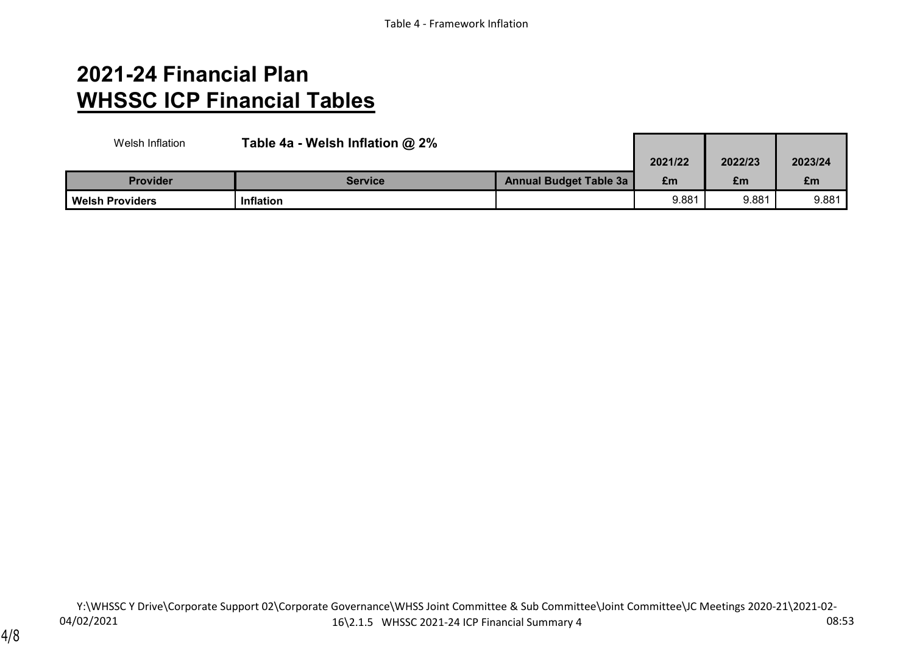# 2021-24 Financial Plan

## WHSSC ICP Financial Tables

Welsh Inflation

**Table 4a - Welsh Inflation @ 2%**

| Provider | Service | Annual Budget Table 3a | 2021/22 £m | 2022/23 £m | 2023/24 £m |
|---|---|---|---|---|---|
| **Welsh Providers** | **Inflation** | | 9.881 | 9.881 | 9.881 |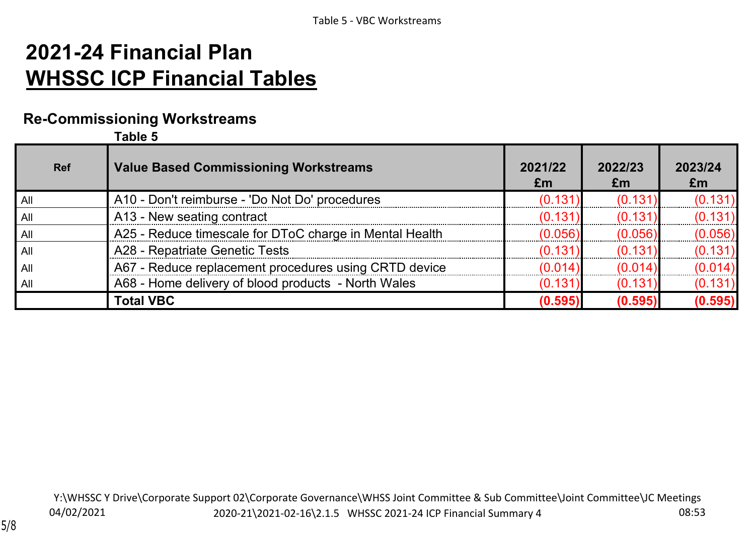# 2021-24 Financial Plan

# WHSSC ICP Financial Tables

## Re-Commissioning Workstreams

**Table 5**

| Ref | Value Based Commissioning Workstreams | 2021/22 £m | 2022/23 £m | 2023/24 £m |
|---|---|---|---|---|
| All | A10 - Don't reimburse - 'Do Not Do' procedures | (0.131) | (0.131) | (0.131) |
| All | A13 - New seating contract | (0.131) | (0.131) | (0.131) |
| All | A25 - Reduce timescale for DToC charge in Mental Health | (0.056) | (0.056) | (0.056) |
| All | A28 - Repatriate Genetic Tests | (0.131) | (0.131) | (0.131) |
| All | A67 - Reduce replacement procedures using CRTD device | (0.014) | (0.014) | (0.014) |
| All | A68 - Home delivery of blood products - North Wales | (0.131) | (0.131) | (0.131) |
| | **Total VBC** | **(0.595)** | **(0.595)** | **(0.595)** |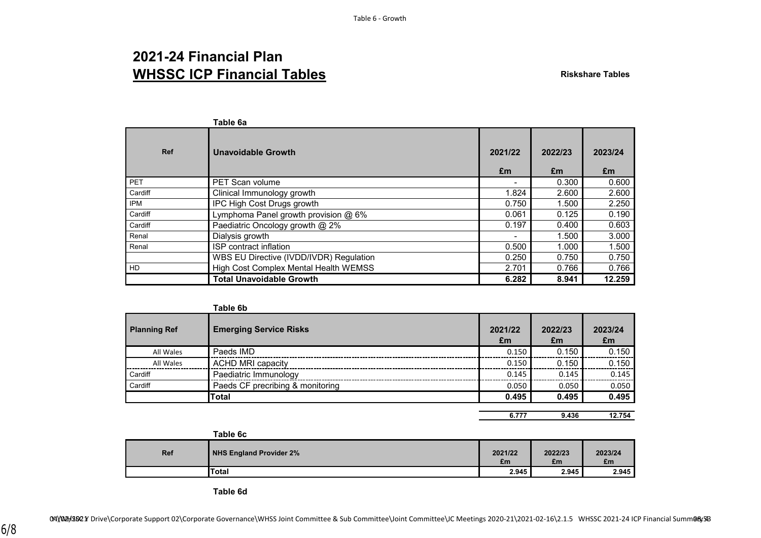# 2021-24 Financial Plan

## WHSSC ICP Financial Tables

**Riskshare Tables**

**Table 6a**

| Ref | Unavoidable Growth | 2021/22 £m | 2022/23 £m | 2023/24 £m |
|---|---|---|---|---|
| PET | PET Scan volume | - | 0.300 | 0.600 |
| Cardiff | Clinical Immunology growth | 1.824 | 2.600 | 2.600 |
| IPM | IPC High Cost Drugs growth | 0.750 | 1.500 | 2.250 |
| Cardiff | Lymphoma Panel growth provision @ 6% | 0.061 | 0.125 | 0.190 |
| Cardiff | Paediatric Oncology growth @ 2% | 0.197 | 0.400 | 0.603 |
| Renal | Dialysis growth | - | 1.500 | 3.000 |
| Renal | ISP contract inflation | 0.500 | 1.000 | 1.500 |
| | WBS EU Directive (IVDD/IVDR) Regulation | 0.250 | 0.750 | 0.750 |
| HD | High Cost Complex Mental Health WEMSS | 2.701 | 0.766 | 0.766 |
| | **Total Unavoidable Growth** | **6.282** | **8.941** | **12.259** |

**Table 6b**

| Planning Ref | Emerging Service Risks | 2021/22 £m | 2022/23 £m | 2023/24 £m |
|---|---|---|---|---|
| All Wales | Paeds IMD | 0.150 | 0.150 | 0.150 |
| All Wales | ACHD MRI capacity | 0.150 | 0.150 | 0.150 |
| Cardiff | Paediatric Immunology | 0.145 | 0.145 | 0.145 |
| Cardiff | Paeds CF precribing & monitoring | 0.050 | 0.050 | 0.050 |
| | **Total** | **0.495** | **0.495** | **0.495** |
| | | **6.777** | **9.436** | **12.754** |

**Table 6c**

| Ref | NHS England Provider 2% | 2021/22 £m | 2022/23 £m | 2023/24 £m |
|---|---|---|---|---|
| | **Total** | **2.945** | **2.945** | **2.945** |

**Table 6d**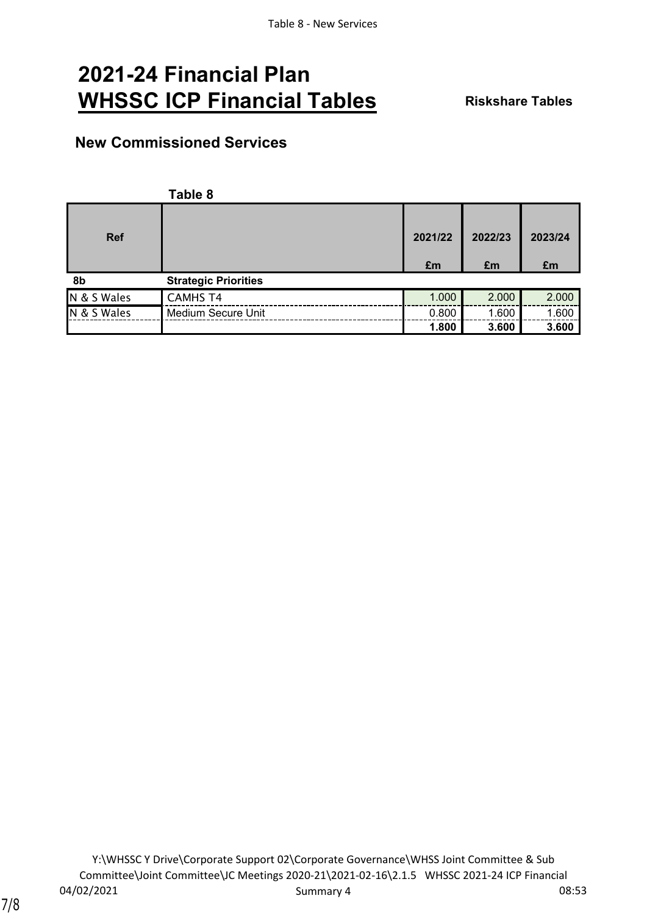# 2021-24 Financial Plan
# WHSSC ICP Financial Tables

**Riskshare Tables**

## New Commissioned Services

**Table 8**

| Ref | | 2021/22 £m | 2022/23 £m | 2023/24 £m |
|---|---|---|---|---|
| **8b** | **Strategic Priorities** | | | |
| N & S Wales | CAMHS T4 | 1.000 | 2.000 | 2.000 |
| N & S Wales | Medium Secure Unit | 0.800 | 1.600 | 1.600 |
| | | **1.800** | **3.600** | **3.600** |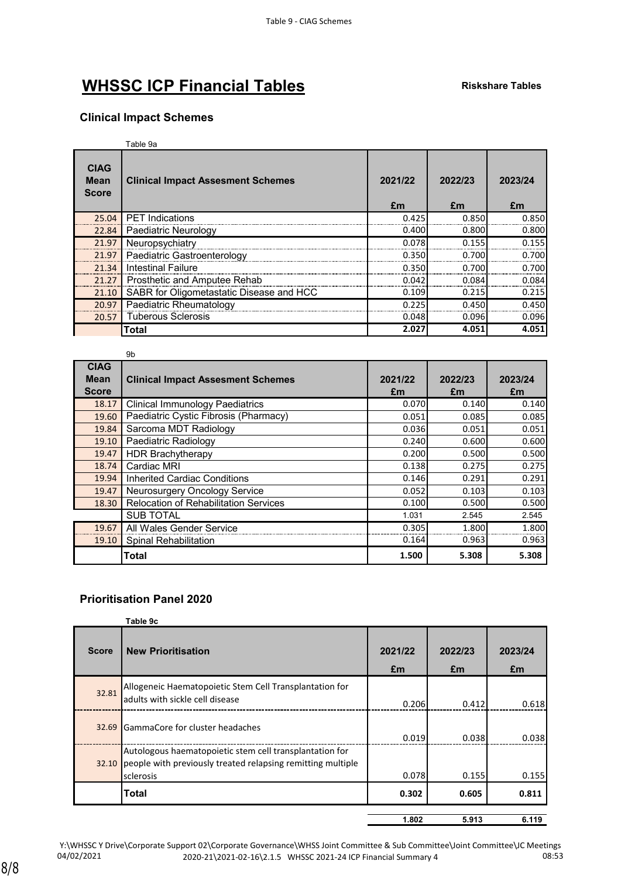# WHSSC ICP Financial Tables

**Riskshare Tables**

### Clinical Impact Schemes

Table 9a

| CIAG Mean Score | Clinical Impact Assesment Schemes | 2021/22 £m | 2022/23 £m | 2023/24 £m |
|---|---|---|---|---|
| 25.04 | PET Indications | 0.425 | 0.850 | 0.850 |
| 22.84 | Paediatric Neurology | 0.400 | 0.800 | 0.800 |
| 21.97 | Neuropsychiatry | 0.078 | 0.155 | 0.155 |
| 21.97 | Paediatric Gastroenterology | 0.350 | 0.700 | 0.700 |
| 21.34 | Intestinal Failure | 0.350 | 0.700 | 0.700 |
| 21.27 | Prosthetic and Amputee Rehab | 0.042 | 0.084 | 0.084 |
| 21.10 | SABR for Oligometastatic Disease and HCC | 0.109 | 0.215 | 0.215 |
| 20.97 | Paediatric Rheumatology | 0.225 | 0.450 | 0.450 |
| 20.57 | Tuberous Sclerosis | 0.048 | 0.096 | 0.096 |
| | **Total** | **2.027** | **4.051** | **4.051** |

9b

| CIAG Mean Score | Clinical Impact Assesment Schemes | 2021/22 £m | 2022/23 £m | 2023/24 £m |
|---|---|---|---|---|
| 18.17 | Clinical Immunology Paediatrics | 0.070 | 0.140 | 0.140 |
| 19.60 | Paediatric Cystic Fibrosis (Pharmacy) | 0.051 | 0.085 | 0.085 |
| 19.84 | Sarcoma MDT Radiology | 0.036 | 0.051 | 0.051 |
| 19.10 | Paediatric Radiology | 0.240 | 0.600 | 0.600 |
| 19.47 | HDR Brachytherapy | 0.200 | 0.500 | 0.500 |
| 18.74 | Cardiac MRI | 0.138 | 0.275 | 0.275 |
| 19.94 | Inherited Cardiac Conditions | 0.146 | 0.291 | 0.291 |
| 19.47 | Neurosurgery Oncology Service | 0.052 | 0.103 | 0.103 |
| 18.30 | Relocation of Rehabilitation Services | 0.100 | 0.500 | 0.500 |
| | SUB TOTAL | 1.031 | 2.545 | 2.545 |
| 19.67 | All Wales Gender Service | 0.305 | 1.800 | 1.800 |
| 19.10 | Spinal Rehabilitation | 0.164 | 0.963 | 0.963 |
| | **Total** | **1.500** | **5.308** | **5.308** |

### Prioritisation Panel 2020

**Table 9c**

| Score | New Prioritisation | 2021/22 £m | 2022/23 £m | 2023/24 £m |
|---|---|---|---|---|
| 32.81 | Allogeneic Haematopoietic Stem Cell Transplantation for adults with sickle cell disease | 0.206 | 0.412 | 0.618 |
| 32.69 | GammaCore for cluster headaches | 0.019 | 0.038 | 0.038 |
| 32.10 | Autologous haematopoietic stem cell transplantation for people with previously treated relapsing remitting multiple sclerosis | 0.078 | 0.155 | 0.155 |
| | **Total** | **0.302** | **0.605** | **0.811** |
| | | **1.802** | **5.913** | **6.119** |

Y:\WHSSC Y Drive\Corporate Support 02\Corporate Governance\WHSS Joint Committee & Sub Committee\Joint Committee\JC Meetings 2020-21\2021-02-16\2.1.5 WHSSC 2021-24 ICP Financial Summary 4

04/02/2021 08:53